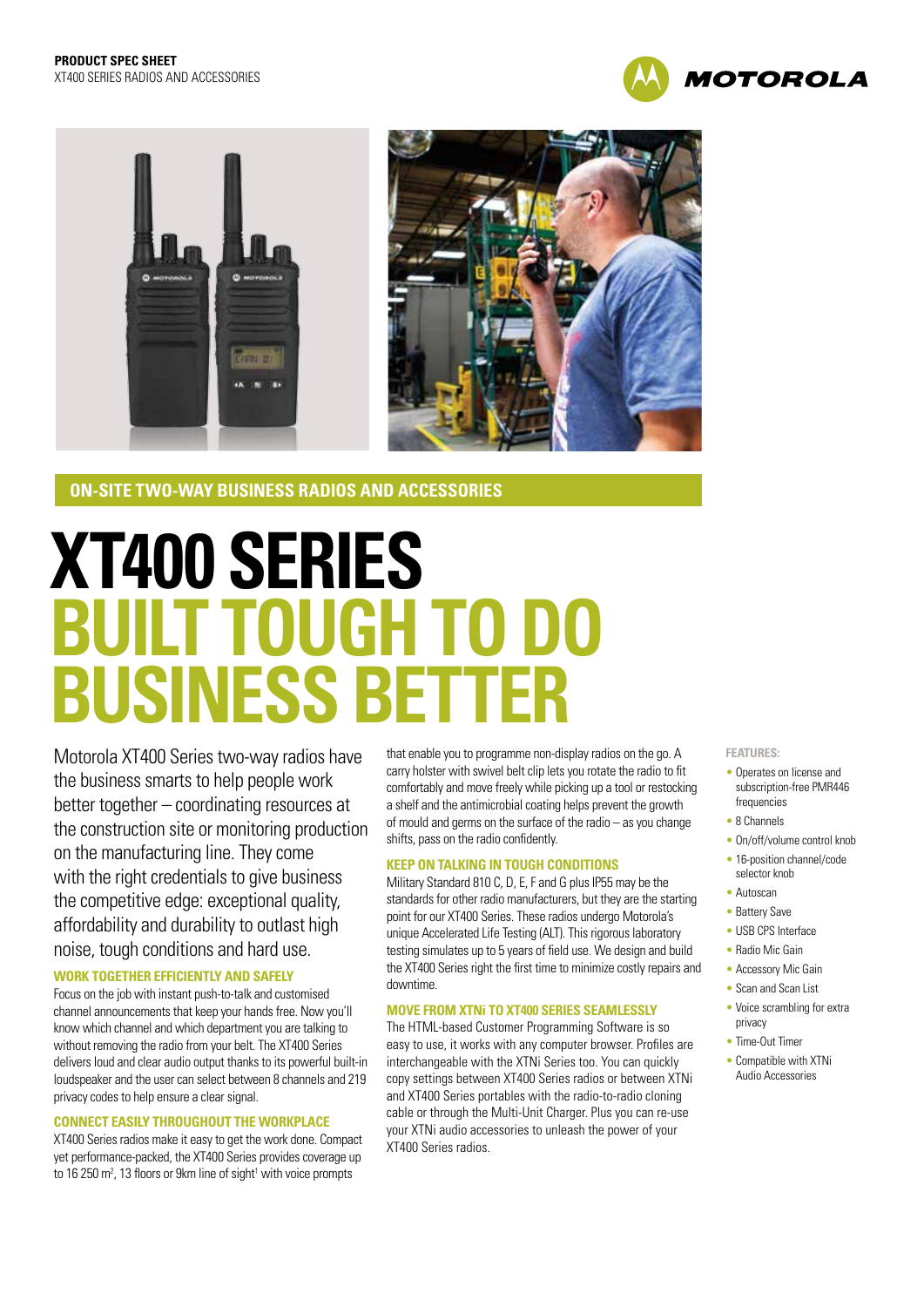**PRODUCT SPEC SHEET**
XT400 SERIES RADIOS AND ACCESSORIES

MOTOROLA

**ON-SITE TWO-WAY BUSINESS RADIOS AND ACCESSORIES**

# XT400 SERIES
# BUILT TOUGH TO DO BUSINESS BETTER

Motorola XT400 Series two-way radios have the business smarts to help people work better together – coordinating resources at the construction site or monitoring production on the manufacturing line. They come with the right credentials to give business the competitive edge: exceptional quality, affordability and durability to outlast high noise, tough conditions and hard use.

### WORK TOGETHER EFFICIENTLY AND SAFELY

Focus on the job with instant push-to-talk and customised channel announcements that keep your hands free. Now you'll know which channel and which department you are talking to without removing the radio from your belt. The XT400 Series delivers loud and clear audio output thanks to its powerful built-in loudspeaker and the user can select between 8 channels and 219 privacy codes to help ensure a clear signal.

### CONNECT EASILY THROUGHOUT THE WORKPLACE

XT400 Series radios make it easy to get the work done. Compact yet performance-packed, the XT400 Series provides coverage up to 16 250 m², 13 floors or 9km line of sight[1] with voice prompts that enable you to programme non-display radios on the go. A carry holster with swivel belt clip lets you rotate the radio to fit comfortably and move freely while picking up a tool or restocking a shelf and the antimicrobial coating helps prevent the growth of mould and germs on the surface of the radio – as you change shifts, pass on the radio confidently.

### KEEP ON TALKING IN TOUGH CONDITIONS

Military Standard 810 C, D, E, F and G plus IP55 may be the standards for other radio manufacturers, but they are the starting point for our XT400 Series. These radios undergo Motorola's unique Accelerated Life Testing (ALT). This rigorous laboratory testing simulates up to 5 years of field use. We design and build the XT400 Series right the first time to minimize costly repairs and downtime.

### MOVE FROM XTNi TO XT400 SERIES SEAMLESSLY

The HTML-based Customer Programming Software is so easy to use, it works with any computer browser. Profiles are interchangeable with the XTNi Series too. You can quickly copy settings between XT400 Series radios or between XTNi and XT400 Series portables with the radio-to-radio cloning cable or through the Multi-Unit Charger. Plus you can re-use your XTNi audio accessories to unleash the power of your XT400 Series radios.

**FEATURES:**

- Operates on license and subscription-free PMR446 frequencies
- 8 Channels
- On/off/volume control knob
- 16-position channel/code selector knob
- Autoscan
- Battery Save
- USB CPS Interface
- Radio Mic Gain
- Accessory Mic Gain
- Scan and Scan List
- Voice scrambling for extra privacy
- Time-Out Timer
- Compatible with XTNi Audio Accessories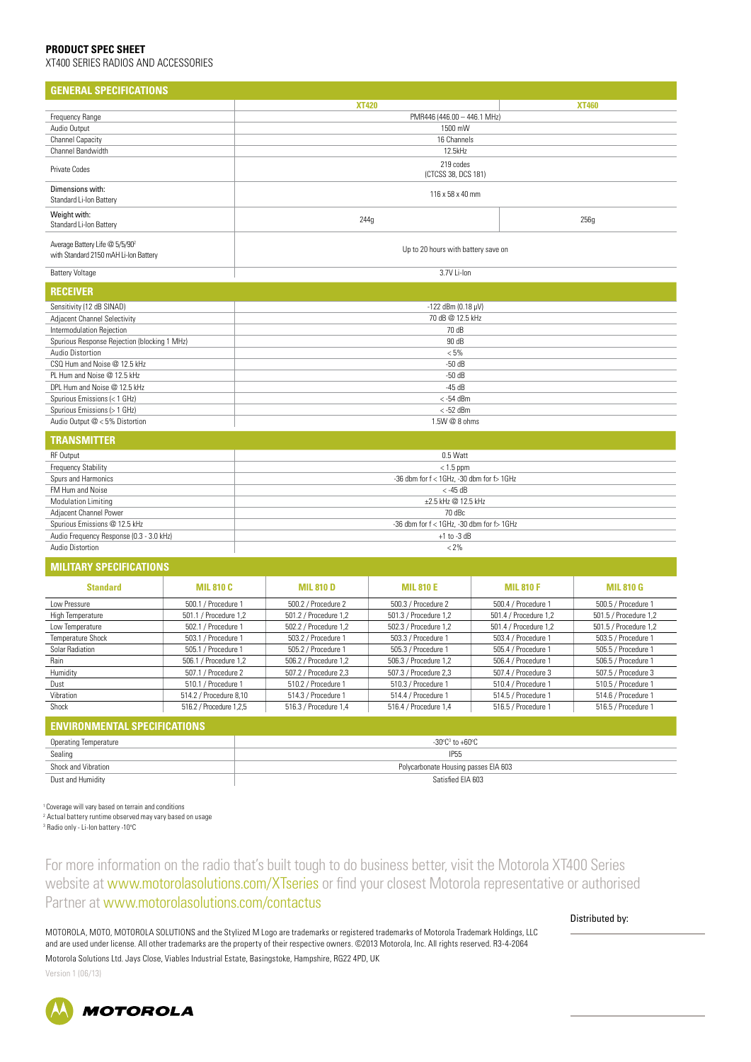**PRODUCT SPEC SHEET**
XT400 SERIES RADIOS AND ACCESSORIES

## GENERAL SPECIFICATIONS

| | XT420 | XT460 |
|---|---|---|
| Frequency Range | PMR446 (446.00 – 446.1 MHz) | |
| Audio Output | 1500 mW | |
| Channel Capacity | 16 Channels | |
| Channel Bandwidth | 12.5kHz | |
| Private Codes | 219 codes (CTCSS 38, DCS 181) | |
| Dimensions with: Standard Li-Ion Battery | 116 x 58 x 40 mm | |
| Weight with: Standard Li-Ion Battery | 244g | 256g |
| Average Battery Life @ 5/5/90[2] with Standard 2150 mAH Li-Ion Battery | Up to 20 hours with battery save on | |
| Battery Voltage | 3.7V Li-Ion | |

## RECEIVER

| | |
|---|---|
| Sensitivity (12 dB SINAD) | -122 dBm (0.18 μV) |
| Adjacent Channel Selectivity | 70 dB @ 12.5 kHz |
| Intermodulation Rejection | 70 dB |
| Spurious Response Rejection (blocking 1 MHz) | 90 dB |
| Audio Distortion | < 5% |
| CSQ Hum and Noise @ 12.5 kHz | -50 dB |
| PL Hum and Noise @ 12.5 kHz | -50 dB |
| DPL Hum and Noise @ 12.5 kHz | -45 dB |
| Spurious Emissions (< 1 GHz) | < -54 dBm |
| Spurious Emissions (> 1 GHz) | < -52 dBm |
| Audio Output @ < 5% Distortion | 1.5W @ 8 ohms |

## TRANSMITTER

| | |
|---|---|
| RF Output | 0.5 Watt |
| Frequency Stability | < 1.5 ppm |
| Spurs and Harmonics | -36 dbm for f < 1GHz, -30 dbm for f> 1GHz |
| FM Hum and Noise | < -45 dB |
| Modulation Limiting | ±2.5 kHz @ 12.5 kHz |
| Adjacent Channel Power | 70 dBc |
| Spurious Emissions @ 12.5 kHz | -36 dbm for f < 1GHz, -30 dbm for f> 1GHz |
| Audio Frequency Response (0.3 - 3.0 kHz) | +1 to -3 dB |
| Audio Distortion | < 2% |

## MILITARY SPECIFICATIONS

| Standard | MIL 810 C | MIL 810 D | MIL 810 E | MIL 810 F | MIL 810 G |
|---|---|---|---|---|---|
| Low Pressure | 500.1 / Procedure 1 | 500.2 / Procedure 2 | 500.3 / Procedure 2 | 500.4 / Procedure 1 | 500.5 / Procedure 1 |
| High Temperature | 501.1 / Procedure 1,2 | 501.2 / Procedure 1,2 | 501.3 / Procedure 1,2 | 501.4 / Procedure 1,2 | 501.5 / Procedure 1,2 |
| Low Temperature | 502.1 / Procedure 1 | 502.2 / Procedure 1,2 | 502.3 / Procedure 1,2 | 501.4 / Procedure 1,2 | 501.5 / Procedure 1,2 |
| Temperature Shock | 503.1 / Procedure 1 | 503.2 / Procedure 1 | 503.3 / Procedure 1 | 503.4 / Procedure 1 | 503.5 / Procedure 1 |
| Solar Radiation | 505.1 / Procedure 1 | 505.2 / Procedure 1 | 505.3 / Procedure 1 | 505.4 / Procedure 1 | 505.5 / Procedure 1 |
| Rain | 506.1 / Procedure 1,2 | 506.2 / Procedure 1,2 | 506.3 / Procedure 1,2 | 506.4 / Procedure 1 | 506.5 / Procedure 1 |
| Humidity | 507.1 / Procedure 2 | 507.2 / Procedure 2,3 | 507.3 / Procedure 2,3 | 507.4 / Procedure 3 | 507.5 / Procedure 3 |
| Dust | 510.1 / Procedure 1 | 510.2 / Procedure 1 | 510.3 / Procedure 1 | 510.4 / Procedure 1 | 510.5 / Procedure 1 |
| Vibration | 514.2 / Procedure 8,10 | 514.3 / Procedure 1 | 514.4 / Procedure 1 | 514.5 / Procedure 1 | 514.6 / Procedure 1 |
| Shock | 516.2 / Procedure 1,2,5 | 516.3 / Procedure 1,4 | 516.4 / Procedure 1,4 | 516.5 / Procedure 1 | 516.5 / Procedure 1 |

## ENVIRONMENTAL SPECIFICATIONS

| | |
|---|---|
| Operating Temperature | -30ºC[3] to +60ºC |
| Sealing | IP55 |
| Shock and Vibration | Polycarbonate Housing passes EIA 603 |
| Dust and Humidity | Satisfied EIA 603 |

[1] Coverage will vary based on terrain and conditions
[2] Actual battery runtime observed may vary based on usage
[3] Radio only - Li-Ion battery -10ºC

For more information on the radio that's built tough to do business better, visit the Motorola XT400 Series website at www.motorolasolutions.com/XTseries or find your closest Motorola representative or authorised Partner at www.motorolasolutions.com/contactus

Distributed by:

MOTOROLA, MOTO, MOTOROLA SOLUTIONS and the Stylized M Logo are trademarks or registered trademarks of Motorola Trademark Holdings, LLC and are used under license. All other trademarks are the property of their respective owners. ©2013 Motorola, Inc. All rights reserved. R3-4-2064

Motorola Solutions Ltd. Jays Close, Viables Industrial Estate, Basingstoke, Hampshire, RG22 4PD, UK

Version 1 (06/13)

MOTOROLA